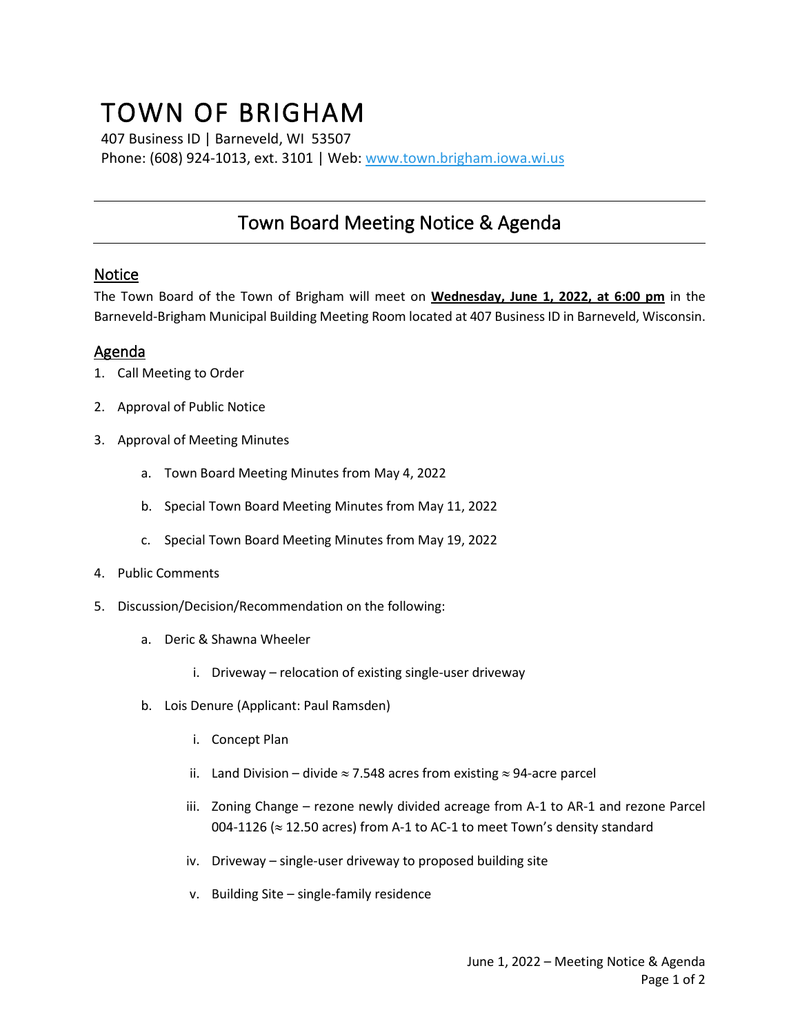# TOWN OF BRIGHAM

407 Business ID | Barneveld, WI 53507
Phone: (608) 924-1013, ext. 3101 | Web: www.town.brigham.iowa.wi.us

---

## Town Board Meeting Notice & Agenda

---

### Notice

The Town Board of the Town of Brigham will meet on **Wednesday, June 1, 2022, at 6:00 pm** in the Barneveld-Brigham Municipal Building Meeting Room located at 407 Business ID in Barneveld, Wisconsin.

### Agenda

1. Call Meeting to Order
2. Approval of Public Notice
3. Approval of Meeting Minutes
   a. Town Board Meeting Minutes from May 4, 2022
   b. Special Town Board Meeting Minutes from May 11, 2022
   c. Special Town Board Meeting Minutes from May 19, 2022
4. Public Comments
5. Discussion/Decision/Recommendation on the following:
   a. Deric & Shawna Wheeler
      i. Driveway – relocation of existing single-user driveway
   b. Lois Denure (Applicant: Paul Ramsden)
      i. Concept Plan
      ii. Land Division – divide ≈ 7.548 acres from existing ≈ 94-acre parcel
      iii. Zoning Change – rezone newly divided acreage from A-1 to AR-1 and rezone Parcel 004-1126 (≈ 12.50 acres) from A-1 to AC-1 to meet Town's density standard
      iv. Driveway – single-user driveway to proposed building site
      v. Building Site – single-family residence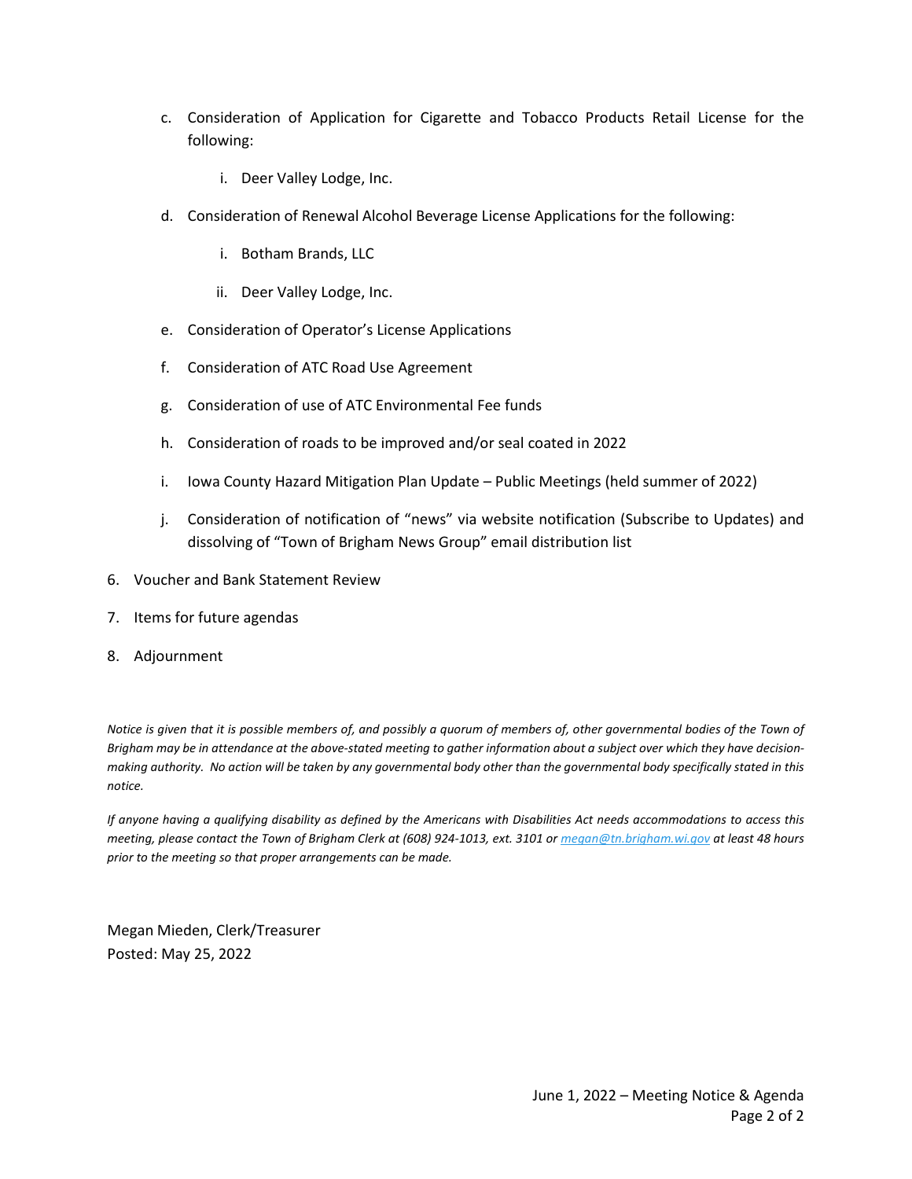c. Consideration of Application for Cigarette and Tobacco Products Retail License for the following:

    i. Deer Valley Lodge, Inc.

d. Consideration of Renewal Alcohol Beverage License Applications for the following:

    i. Botham Brands, LLC

    ii. Deer Valley Lodge, Inc.

e. Consideration of Operator's License Applications

f. Consideration of ATC Road Use Agreement

g. Consideration of use of ATC Environmental Fee funds

h. Consideration of roads to be improved and/or seal coated in 2022

i. Iowa County Hazard Mitigation Plan Update – Public Meetings (held summer of 2022)

j. Consideration of notification of "news" via website notification (Subscribe to Updates) and dissolving of "Town of Brigham News Group" email distribution list

6. Voucher and Bank Statement Review

7. Items for future agendas

8. Adjournment

*Notice is given that it is possible members of, and possibly a quorum of members of, other governmental bodies of the Town of Brigham may be in attendance at the above-stated meeting to gather information about a subject over which they have decision-making authority. No action will be taken by any governmental body other than the governmental body specifically stated in this notice.*

*If anyone having a qualifying disability as defined by the Americans with Disabilities Act needs accommodations to access this meeting, please contact the Town of Brigham Clerk at (608) 924-1013, ext. 3101 or megan@tn.brigham.wi.gov at least 48 hours prior to the meeting so that proper arrangements can be made.*

Megan Mieden, Clerk/Treasurer
Posted: May 25, 2022

June 1, 2022 – Meeting Notice & Agenda